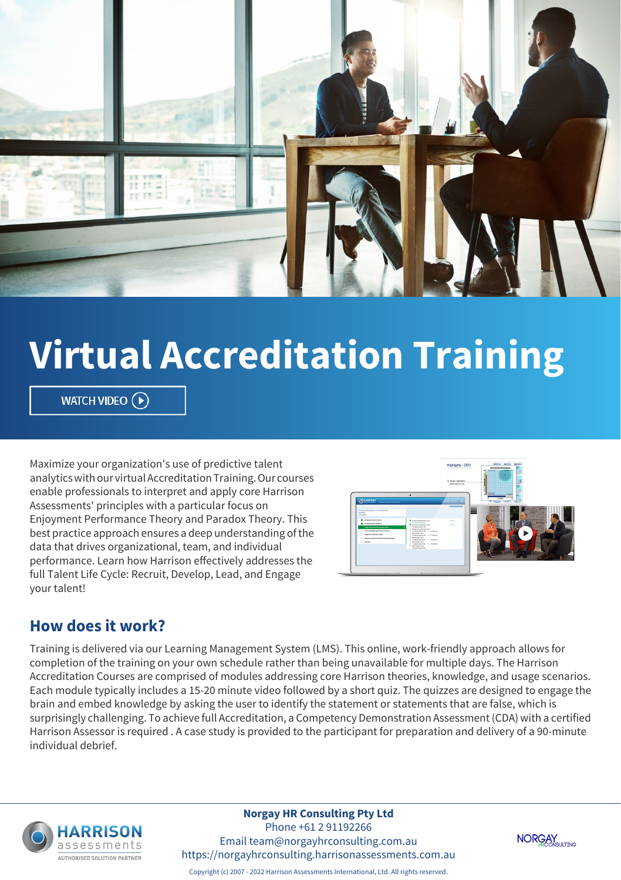# Virtual Accreditation Training

WATCH VIDEO

Maximize your organization's use of predictive talent analytics with our virtual Accreditation Training. Our courses enable professionals to interpret and apply core Harrison Assessments' principles with a particular focus on Enjoyment Performance Theory and Paradox Theory. This best practice approach ensures a deep understanding of the data that drives organizational, team, and individual performance. Learn how Harrison effectively addresses the full Talent Life Cycle: Recruit, Develop, Lead, and Engage your talent!

## How does it work?

Training is delivered via our Learning Management System (LMS). This online, work-friendly approach allows for completion of the training on your own schedule rather than being unavailable for multiple days. The Harrison Accreditation Courses are comprised of modules addressing core Harrison theories, knowledge, and usage scenarios. Each module typically includes a 15-20 minute video followed by a short quiz. The quizzes are designed to engage the brain and embed knowledge by asking the user to identify the statement or statements that are false, which is surprisingly challenging. To achieve full Accreditation, a Competency Demonstration Assessment (CDA) with a certified Harrison Assessor is required . A case study is provided to the participant for preparation and delivery of a 90-minute individual debrief.

HARRISON assessments
AUTHORISED SOLUTION PARTNER

**Norgay HR Consulting Pty Ltd**
Phone +61 2 91192266
Email team@norgayhrconsulting.com.au
https://norgayhrconsulting.harrisonassessments.com.au

NORGAY HRCONSULTING

Copyright (c) 2007 - 2022 Harrison Assessments International, Ltd. All rights reserved.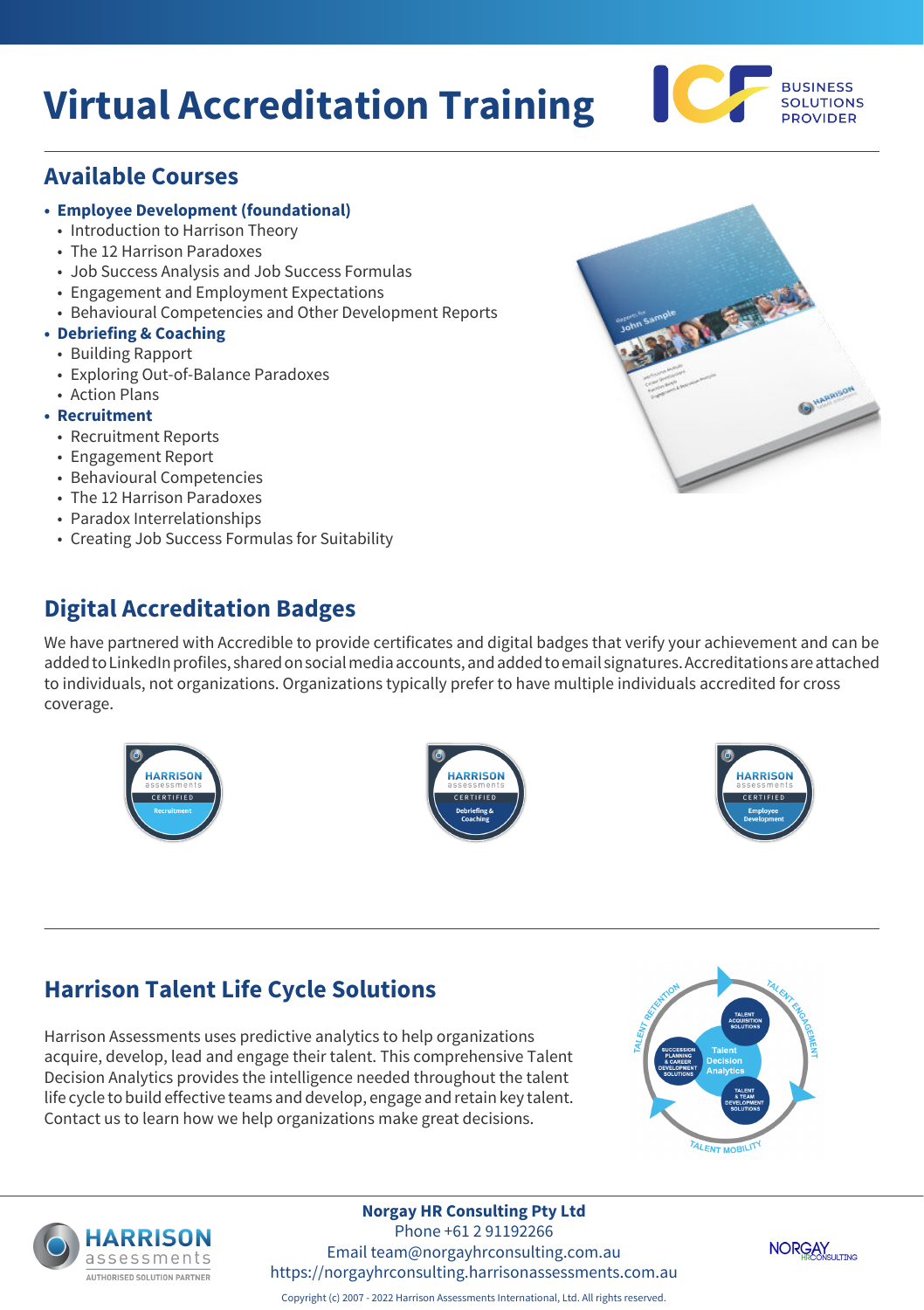# Virtual Accreditation Training

## Available Courses

- **Employee Development (foundational)**
  - Introduction to Harrison Theory
  - The 12 Harrison Paradoxes
  - Job Success Analysis and Job Success Formulas
  - Engagement and Employment Expectations
  - Behavioural Competencies and Other Development Reports
- **Debriefing & Coaching**
  - Building Rapport
  - Exploring Out-of-Balance Paradoxes
  - Action Plans
- **Recruitment**
  - Recruitment Reports
  - Engagement Report
  - Behavioural Competencies
  - The 12 Harrison Paradoxes
  - Paradox Interrelationships
  - Creating Job Success Formulas for Suitability

## Digital Accreditation Badges

We have partnered with Accredible to provide certificates and digital badges that verify your achievement and can be added to LinkedIn profiles, shared on social media accounts, and added to email signatures. Accreditations are attached to individuals, not organizations. Organizations typically prefer to have multiple individuals accredited for cross coverage.

## Harrison Talent Life Cycle Solutions

Harrison Assessments uses predictive analytics to help organizations acquire, develop, lead and engage their talent. This comprehensive Talent Decision Analytics provides the intelligence needed throughout the talent life cycle to build effective teams and develop, engage and retain key talent. Contact us to learn how we help organizations make great decisions.

**Norgay HR Consulting Pty Ltd**
Phone +61 2 91192266
Email team@norgayhrconsulting.com.au
https://norgayhrconsulting.harrisonassessments.com.au

Copyright (c) 2007 - 2022 Harrison Assessments International, Ltd. All rights reserved.